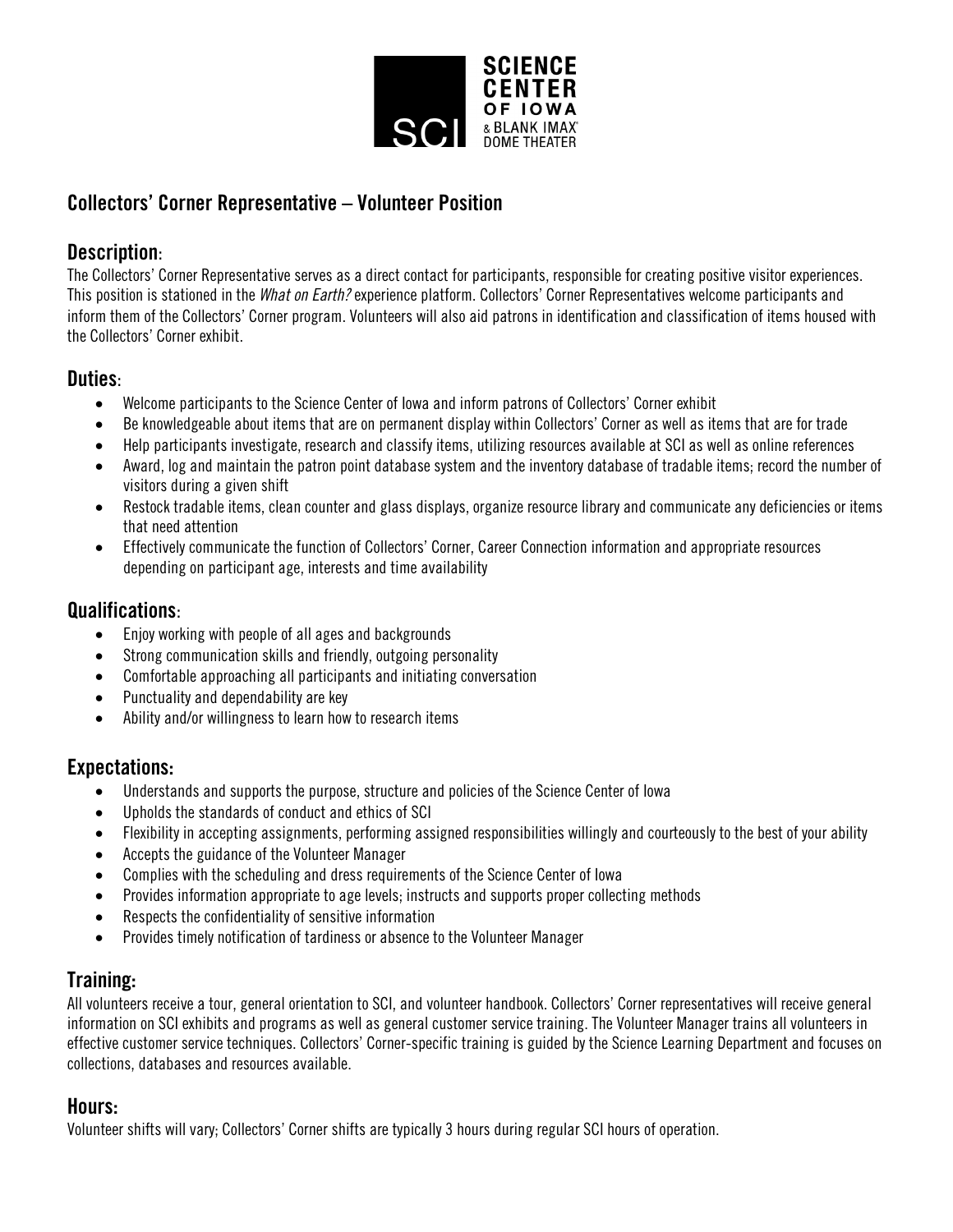# Collectors' Corner Representative – Volunteer Position

## Description:

The Collectors' Corner Representative serves as a direct contact for participants, responsible for creating positive visitor experiences. This position is stationed in the *What on Earth?* experience platform. Collectors' Corner Representatives welcome participants and inform them of the Collectors' Corner program. Volunteers will also aid patrons in identification and classification of items housed with the Collectors' Corner exhibit.

## Duties:

- Welcome participants to the Science Center of Iowa and inform patrons of Collectors' Corner exhibit
- Be knowledgeable about items that are on permanent display within Collectors' Corner as well as items that are for trade
- Help participants investigate, research and classify items, utilizing resources available at SCI as well as online references
- Award, log and maintain the patron point database system and the inventory database of tradable items; record the number of visitors during a given shift
- Restock tradable items, clean counter and glass displays, organize resource library and communicate any deficiencies or items that need attention
- Effectively communicate the function of Collectors' Corner, Career Connection information and appropriate resources depending on participant age, interests and time availability

## Qualifications:

- Enjoy working with people of all ages and backgrounds
- Strong communication skills and friendly, outgoing personality
- Comfortable approaching all participants and initiating conversation
- Punctuality and dependability are key
- Ability and/or willingness to learn how to research items

## Expectations:

- Understands and supports the purpose, structure and policies of the Science Center of Iowa
- Upholds the standards of conduct and ethics of SCI
- Flexibility in accepting assignments, performing assigned responsibilities willingly and courteously to the best of your ability
- Accepts the guidance of the Volunteer Manager
- Complies with the scheduling and dress requirements of the Science Center of Iowa
- Provides information appropriate to age levels; instructs and supports proper collecting methods
- Respects the confidentiality of sensitive information
- Provides timely notification of tardiness or absence to the Volunteer Manager

## Training:

All volunteers receive a tour, general orientation to SCI, and volunteer handbook. Collectors' Corner representatives will receive general information on SCI exhibits and programs as well as general customer service training. The Volunteer Manager trains all volunteers in effective customer service techniques. Collectors' Corner-specific training is guided by the Science Learning Department and focuses on collections, databases and resources available.

## Hours:

Volunteer shifts will vary; Collectors' Corner shifts are typically 3 hours during regular SCI hours of operation.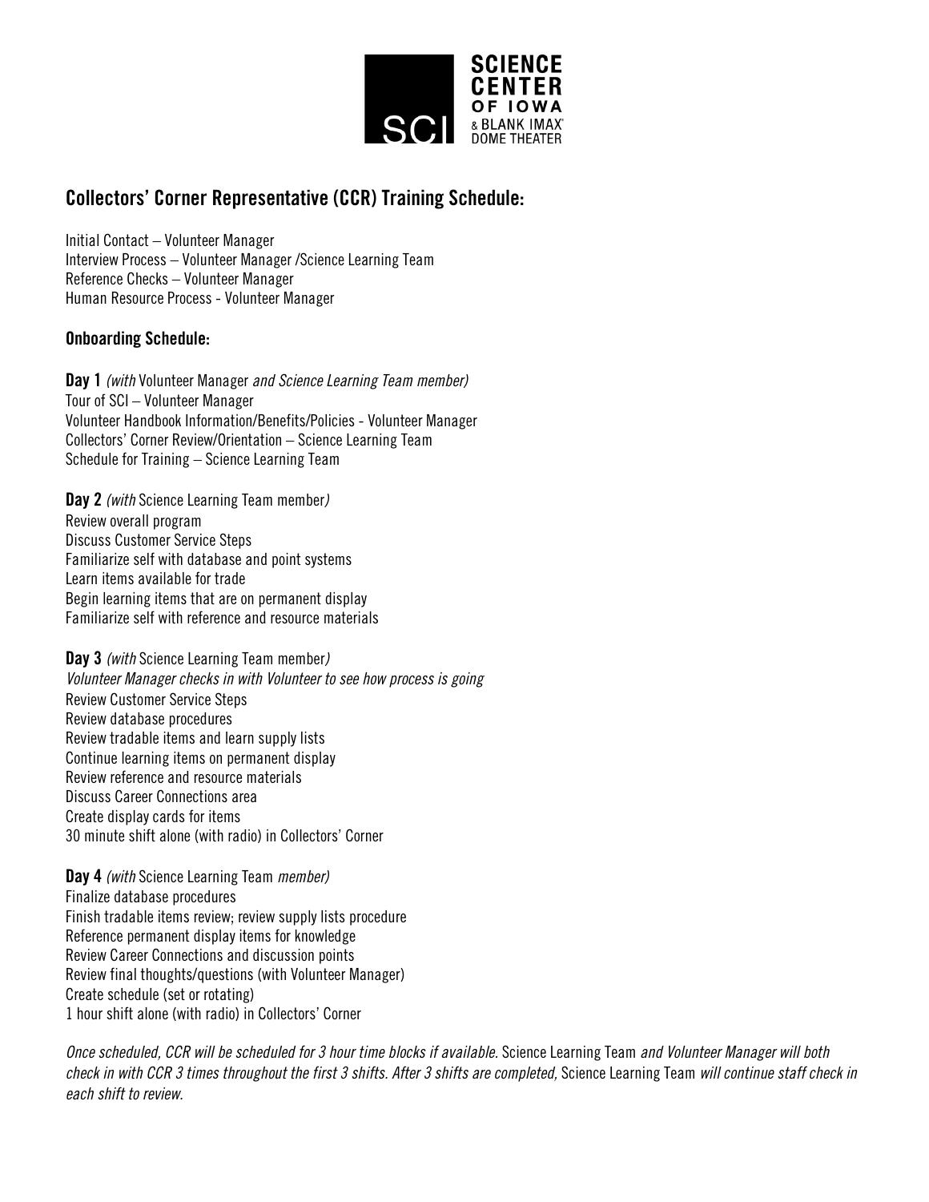## Collectors' Corner Representative (CCR) Training Schedule:

Initial Contact – Volunteer Manager
Interview Process – Volunteer Manager /Science Learning Team
Reference Checks – Volunteer Manager
Human Resource Process - Volunteer Manager

### Onboarding Schedule:

**Day 1** *(with* Volunteer Manager *and Science Learning Team member)*
Tour of SCI – Volunteer Manager
Volunteer Handbook Information/Benefits/Policies - Volunteer Manager
Collectors' Corner Review/Orientation – Science Learning Team
Schedule for Training – Science Learning Team

**Day 2** *(with* Science Learning Team member*)*
Review overall program
Discuss Customer Service Steps
Familiarize self with database and point systems
Learn items available for trade
Begin learning items that are on permanent display
Familiarize self with reference and resource materials

**Day 3** *(with* Science Learning Team member*)*
*Volunteer Manager checks in with Volunteer to see how process is going*
Review Customer Service Steps
Review database procedures
Review tradable items and learn supply lists
Continue learning items on permanent display
Review reference and resource materials
Discuss Career Connections area
Create display cards for items
30 minute shift alone (with radio) in Collectors' Corner

**Day 4** *(with* Science Learning Team *member)*
Finalize database procedures
Finish tradable items review; review supply lists procedure
Reference permanent display items for knowledge
Review Career Connections and discussion points
Review final thoughts/questions (with Volunteer Manager)
Create schedule (set or rotating)
1 hour shift alone (with radio) in Collectors' Corner

*Once scheduled, CCR will be scheduled for 3 hour time blocks if available.* Science Learning Team *and Volunteer Manager will both check in with CCR 3 times throughout the first 3 shifts. After 3 shifts are completed,* Science Learning Team *will continue staff check in each shift to review.*